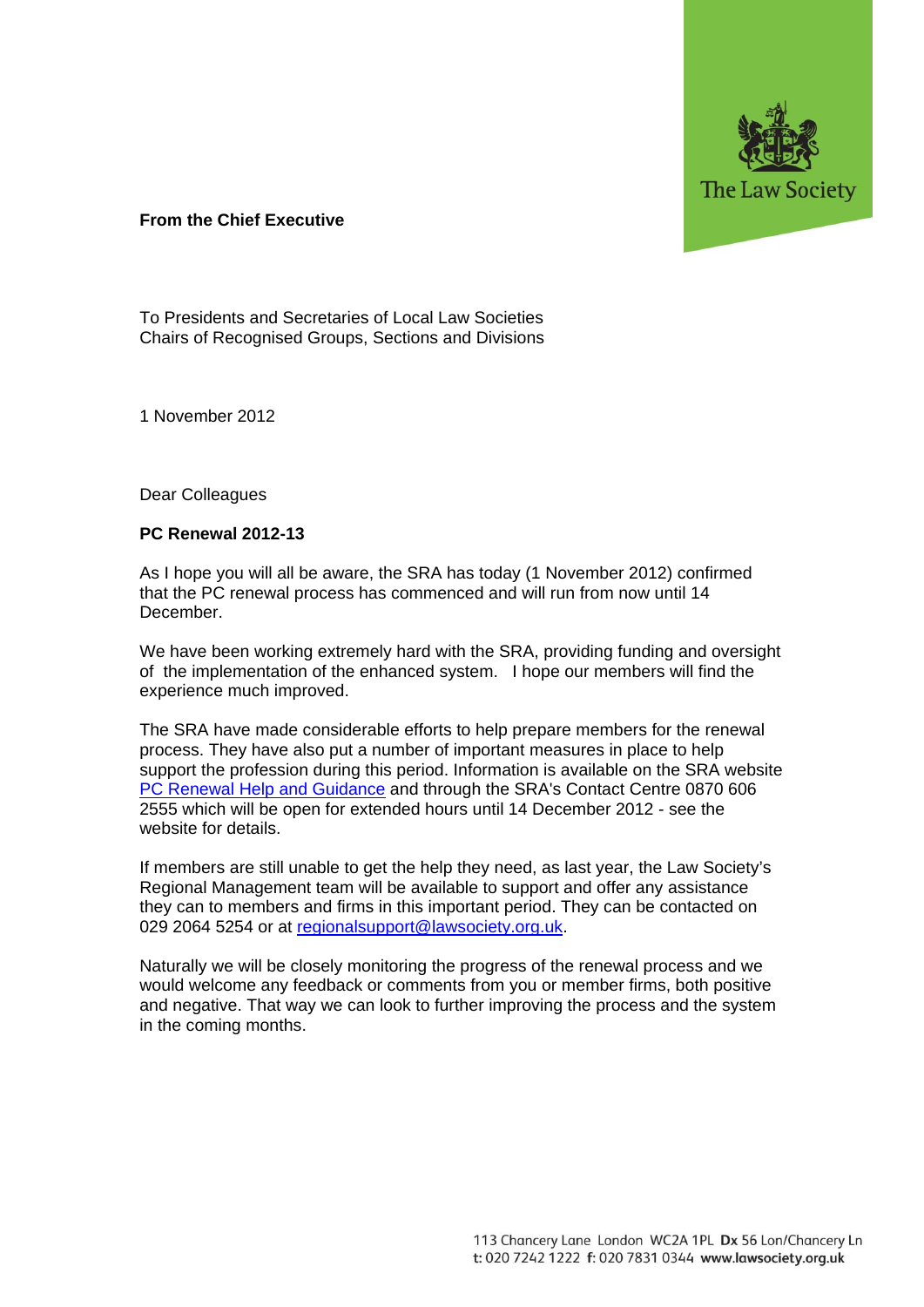The Law Society

**From the Chief Executive**

To Presidents and Secretaries of Local Law Societies
Chairs of Recognised Groups, Sections and Divisions

1 November 2012

Dear Colleagues

**PC Renewal 2012-13**

As I hope you will all be aware, the SRA has today (1 November 2012) confirmed that the PC renewal process has commenced and will run from now until 14 December.

We have been working extremely hard with the SRA, providing funding and oversight of the implementation of the enhanced system. I hope our members will find the experience much improved.

The SRA have made considerable efforts to help prepare members for the renewal process. They have also put a number of important measures in place to help support the profession during this period. Information is available on the SRA website PC Renewal Help and Guidance and through the SRA's Contact Centre 0870 606 2555 which will be open for extended hours until 14 December 2012 - see the website for details.

If members are still unable to get the help they need, as last year, the Law Society's Regional Management team will be available to support and offer any assistance they can to members and firms in this important period. They can be contacted on 029 2064 5254 or at regionalsupport@lawsociety.org.uk.

Naturally we will be closely monitoring the progress of the renewal process and we would welcome any feedback or comments from you or member firms, both positive and negative. That way we can look to further improving the process and the system in the coming months.

113 Chancery Lane London WC2A 1PL **Dx** 56 Lon/Chancery Ln
t: 020 7242 1222 **f:** 020 7831 0344 **www.lawsociety.org.uk**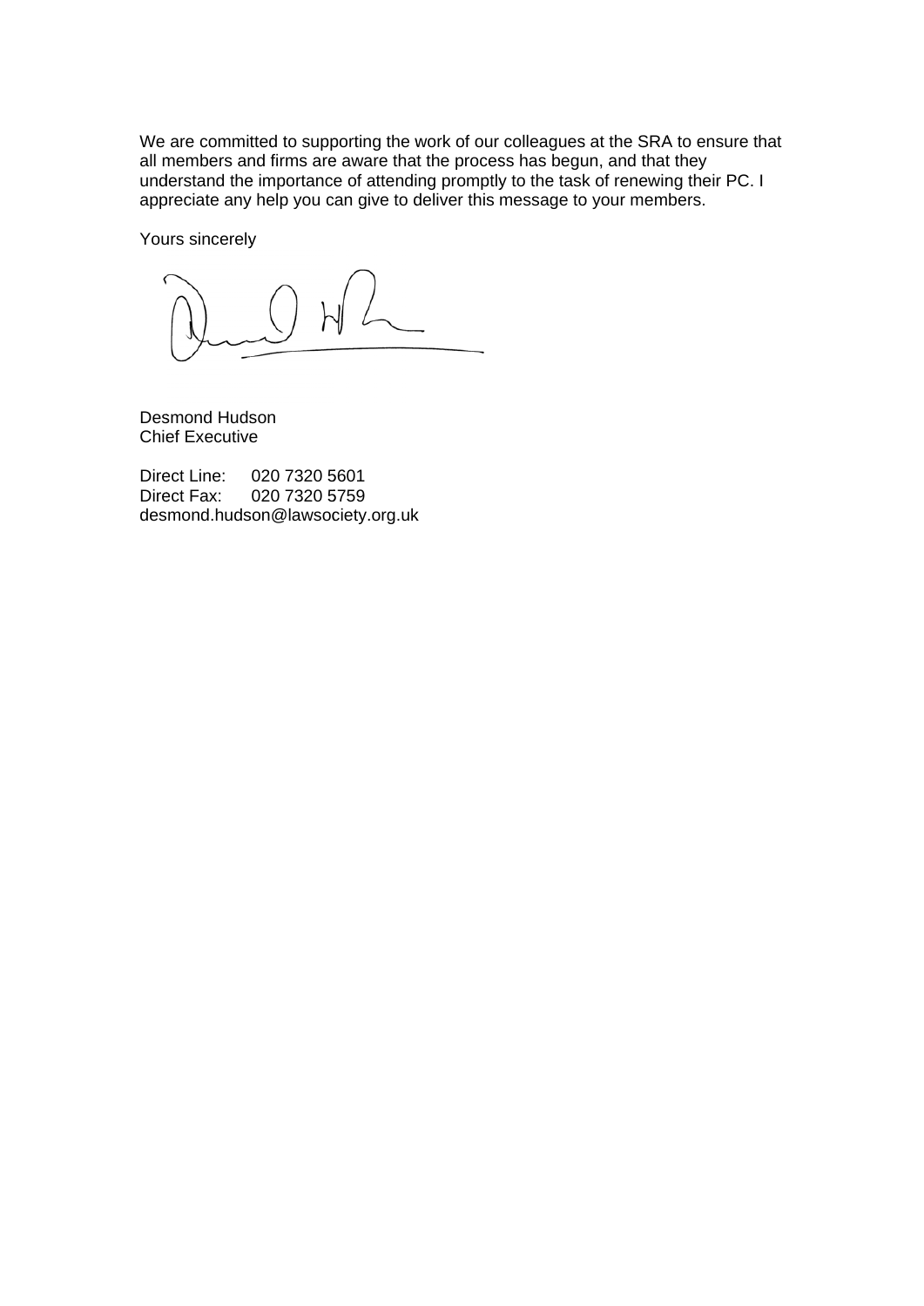We are committed to supporting the work of our colleagues at the SRA to ensure that all members and firms are aware that the process has begun, and that they understand the importance of attending promptly to the task of renewing their PC. I appreciate any help you can give to deliver this message to your members.

Yours sincerely

Desmond Hudson
Chief Executive

Direct Line: 020 7320 5601
Direct Fax: 020 7320 5759
desmond.hudson@lawsociety.org.uk